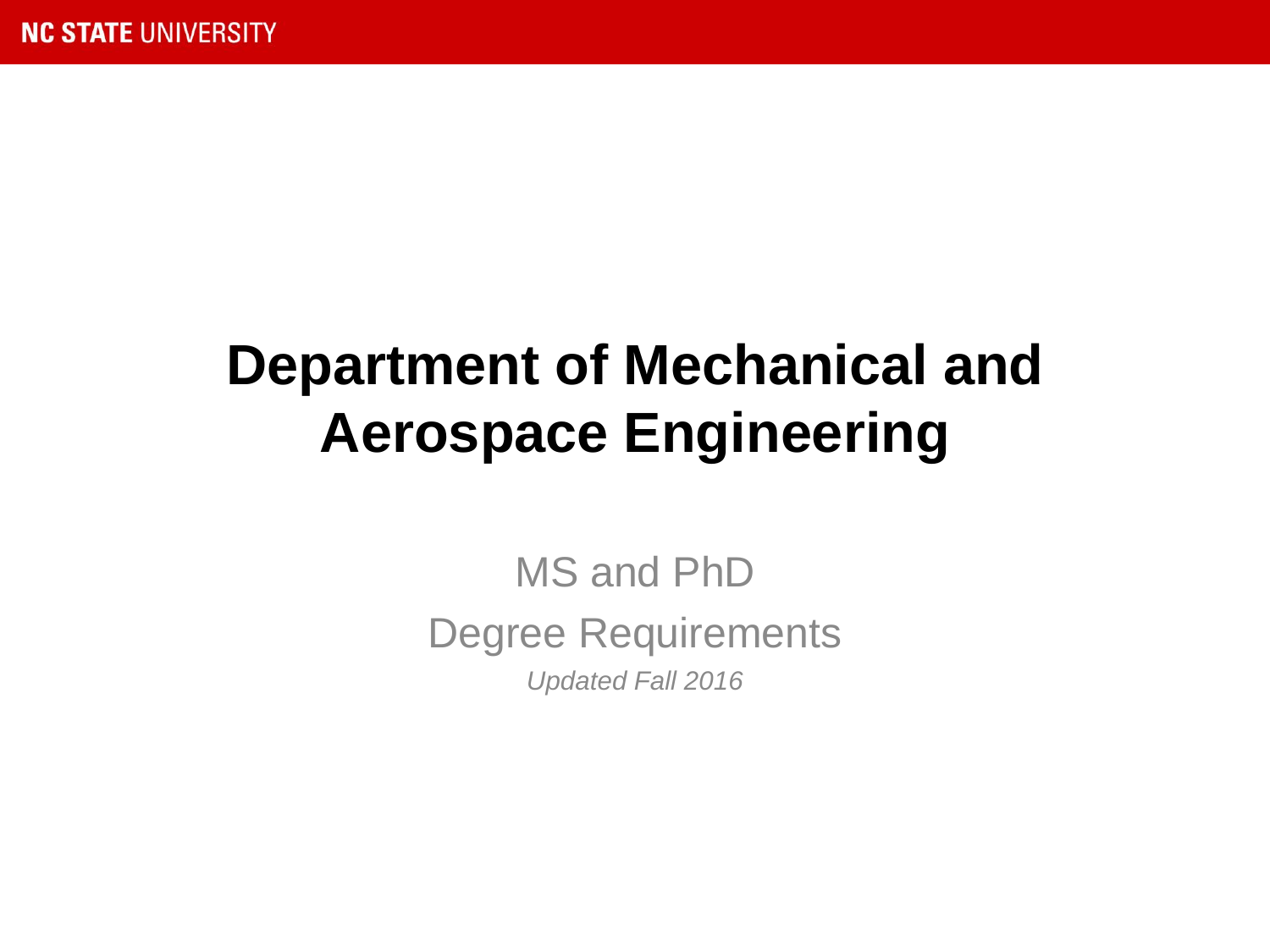# Department of Mechanical and Aerospace Engineering

MS and PhD

Degree Requirements

*Updated Fall 2016*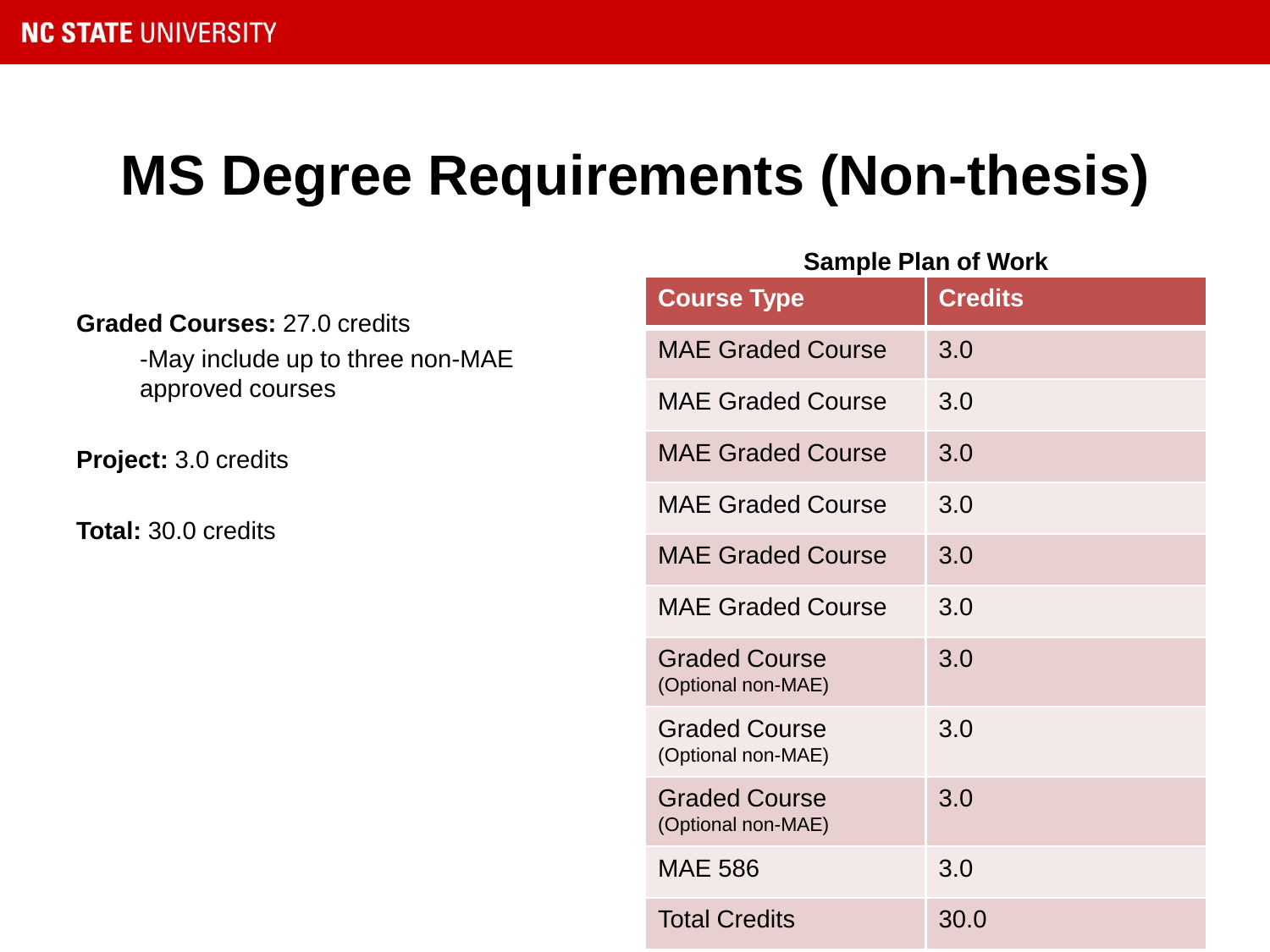# MS Degree Requirements (Non-thesis)

**Graded Courses:** 27.0 credits

-May include up to three non-MAE approved courses

**Project:** 3.0 credits

**Total:** 30.0 credits

**Sample Plan of Work**

| Course Type | Credits |
|---|---|
| MAE Graded Course | 3.0 |
| MAE Graded Course | 3.0 |
| MAE Graded Course | 3.0 |
| MAE Graded Course | 3.0 |
| MAE Graded Course | 3.0 |
| MAE Graded Course | 3.0 |
| Graded Course (Optional non-MAE) | 3.0 |
| Graded Course (Optional non-MAE) | 3.0 |
| Graded Course (Optional non-MAE) | 3.0 |
| MAE 586 | 3.0 |
| Total Credits | 30.0 |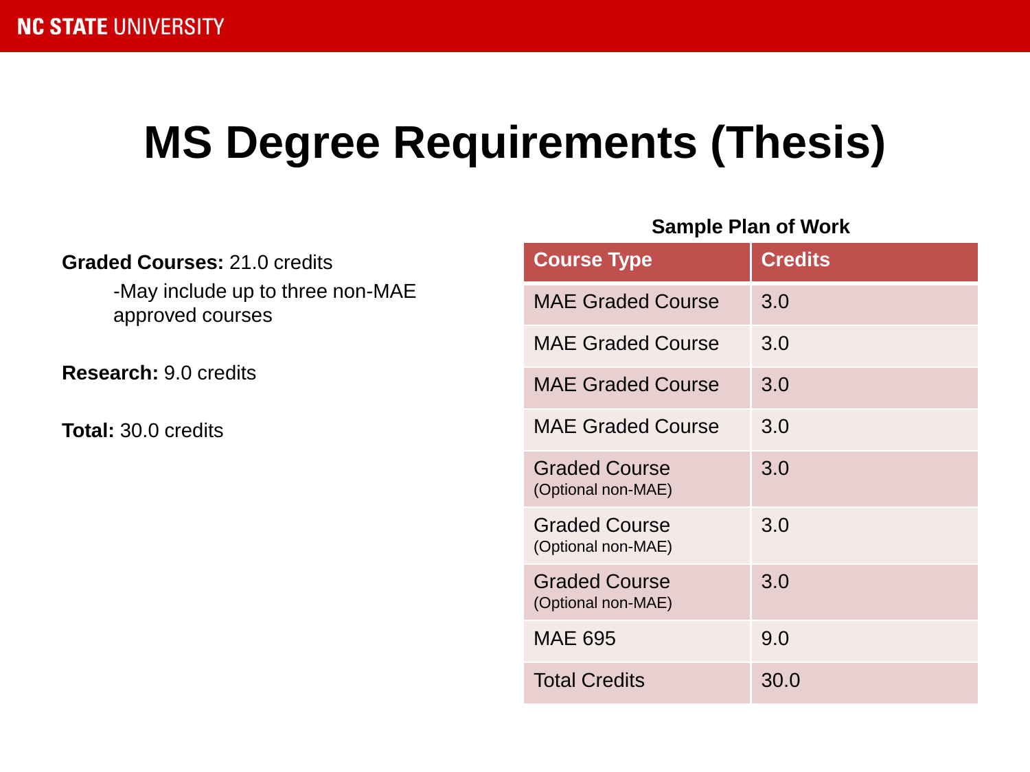# MS Degree Requirements (Thesis)

**Graded Courses:** 21.0 credits

-May include up to three non-MAE approved courses

**Research:** 9.0 credits

**Total:** 30.0 credits

**Sample Plan of Work**

| Course Type | Credits |
|---|---|
| MAE Graded Course | 3.0 |
| MAE Graded Course | 3.0 |
| MAE Graded Course | 3.0 |
| MAE Graded Course | 3.0 |
| Graded Course (Optional non-MAE) | 3.0 |
| Graded Course (Optional non-MAE) | 3.0 |
| Graded Course (Optional non-MAE) | 3.0 |
| MAE 695 | 9.0 |
| Total Credits | 30.0 |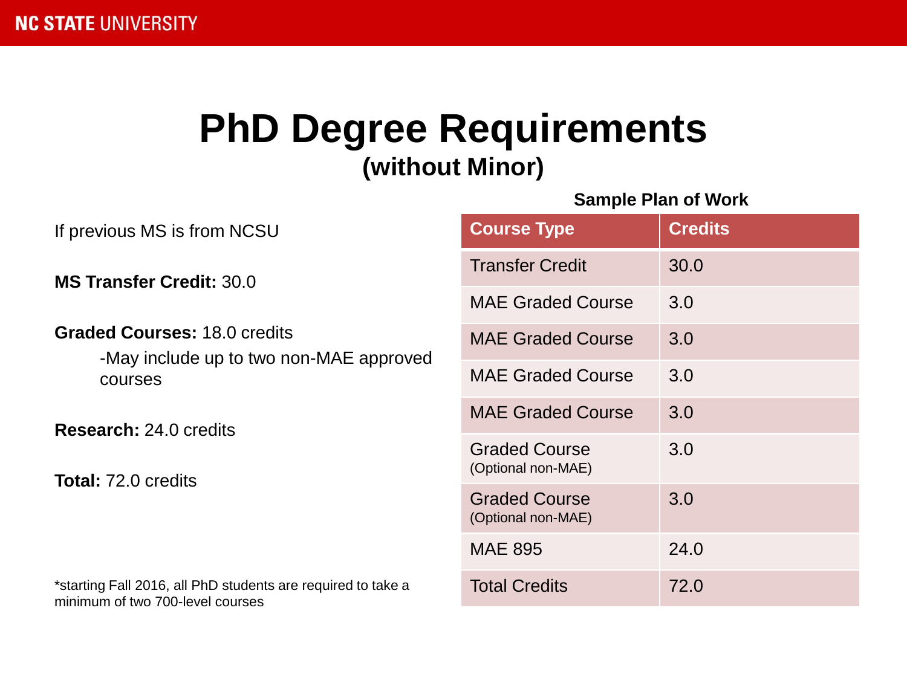# PhD Degree Requirements
## (without Minor)

If previous MS is from NCSU

**MS Transfer Credit:** 30.0

**Graded Courses:** 18.0 credits

-May include up to two non-MAE approved courses

**Research:** 24.0 credits

**Total:** 72.0 credits

*starting Fall 2016, all PhD students are required to take a minimum of two 700-level courses

**Sample Plan of Work**

| Course Type | Credits |
|---|---|
| Transfer Credit | 30.0 |
| MAE Graded Course | 3.0 |
| MAE Graded Course | 3.0 |
| MAE Graded Course | 3.0 |
| MAE Graded Course | 3.0 |
| Graded Course (Optional non-MAE) | 3.0 |
| Graded Course (Optional non-MAE) | 3.0 |
| MAE 895 | 24.0 |
| Total Credits | 72.0 |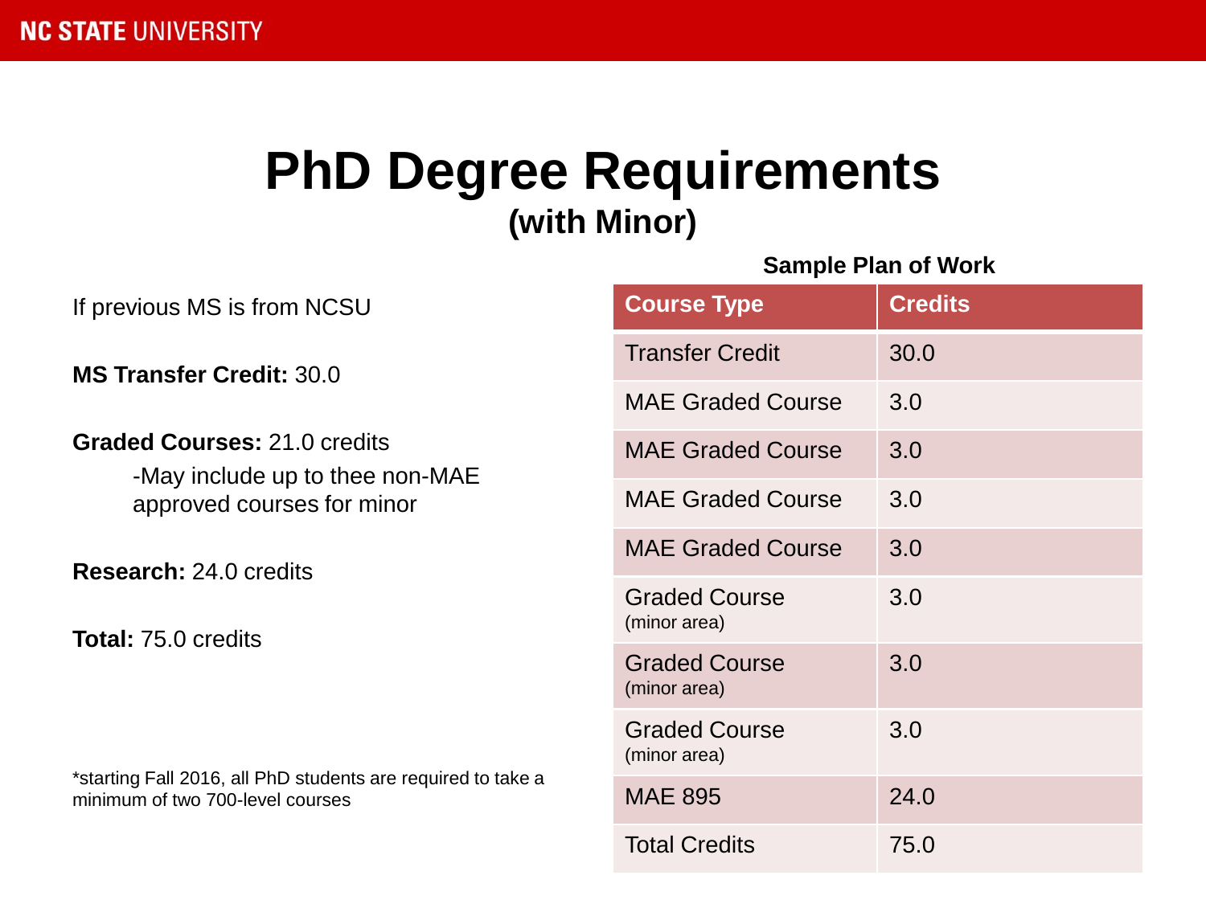# PhD Degree Requirements

## (with Minor)

If previous MS is from NCSU

**MS Transfer Credit:** 30.0

**Graded Courses:** 21.0 credits

-May include up to thee non-MAE approved courses for minor

**Research:** 24.0 credits

**Total:** 75.0 credits

*starting Fall 2016, all PhD students are required to take a minimum of two 700-level courses

**Sample Plan of Work**

| Course Type | Credits |
|---|---|
| Transfer Credit | 30.0 |
| MAE Graded Course | 3.0 |
| MAE Graded Course | 3.0 |
| MAE Graded Course | 3.0 |
| MAE Graded Course | 3.0 |
| Graded Course (minor area) | 3.0 |
| Graded Course (minor area) | 3.0 |
| Graded Course (minor area) | 3.0 |
| MAE 895 | 24.0 |
| Total Credits | 75.0 |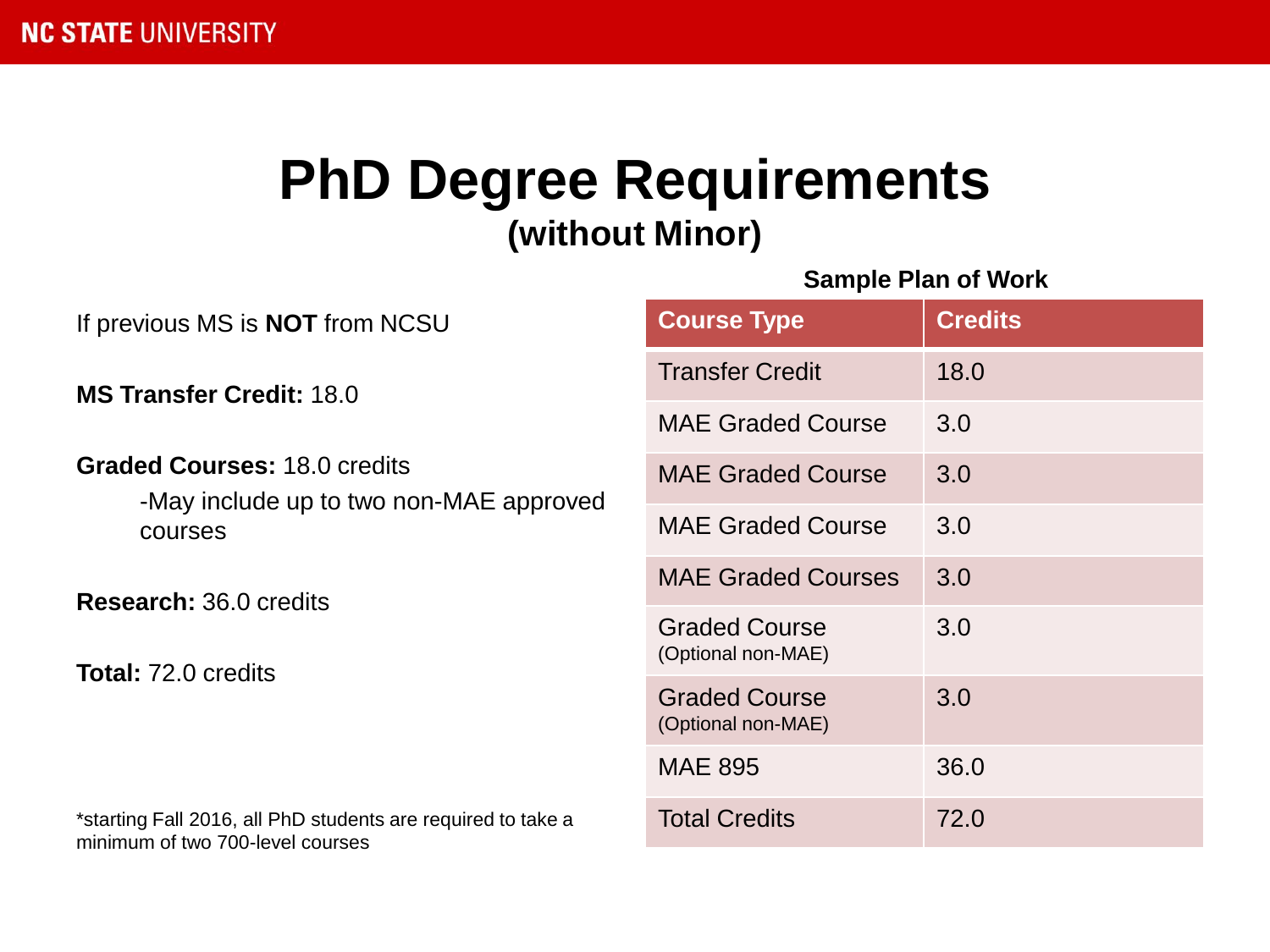# PhD Degree Requirements
## (without Minor)

If previous MS is **NOT** from NCSU

**MS Transfer Credit:** 18.0

**Graded Courses:** 18.0 credits

- May include up to two non-MAE approved courses

**Research:** 36.0 credits

**Total:** 72.0 credits

*starting Fall 2016, all PhD students are required to take a minimum of two 700-level courses

**Sample Plan of Work**

| Course Type | Credits |
|---|---|
| Transfer Credit | 18.0 |
| MAE Graded Course | 3.0 |
| MAE Graded Course | 3.0 |
| MAE Graded Course | 3.0 |
| MAE Graded Courses | 3.0 |
| Graded Course (Optional non-MAE) | 3.0 |
| Graded Course (Optional non-MAE) | 3.0 |
| MAE 895 | 36.0 |
| Total Credits | 72.0 |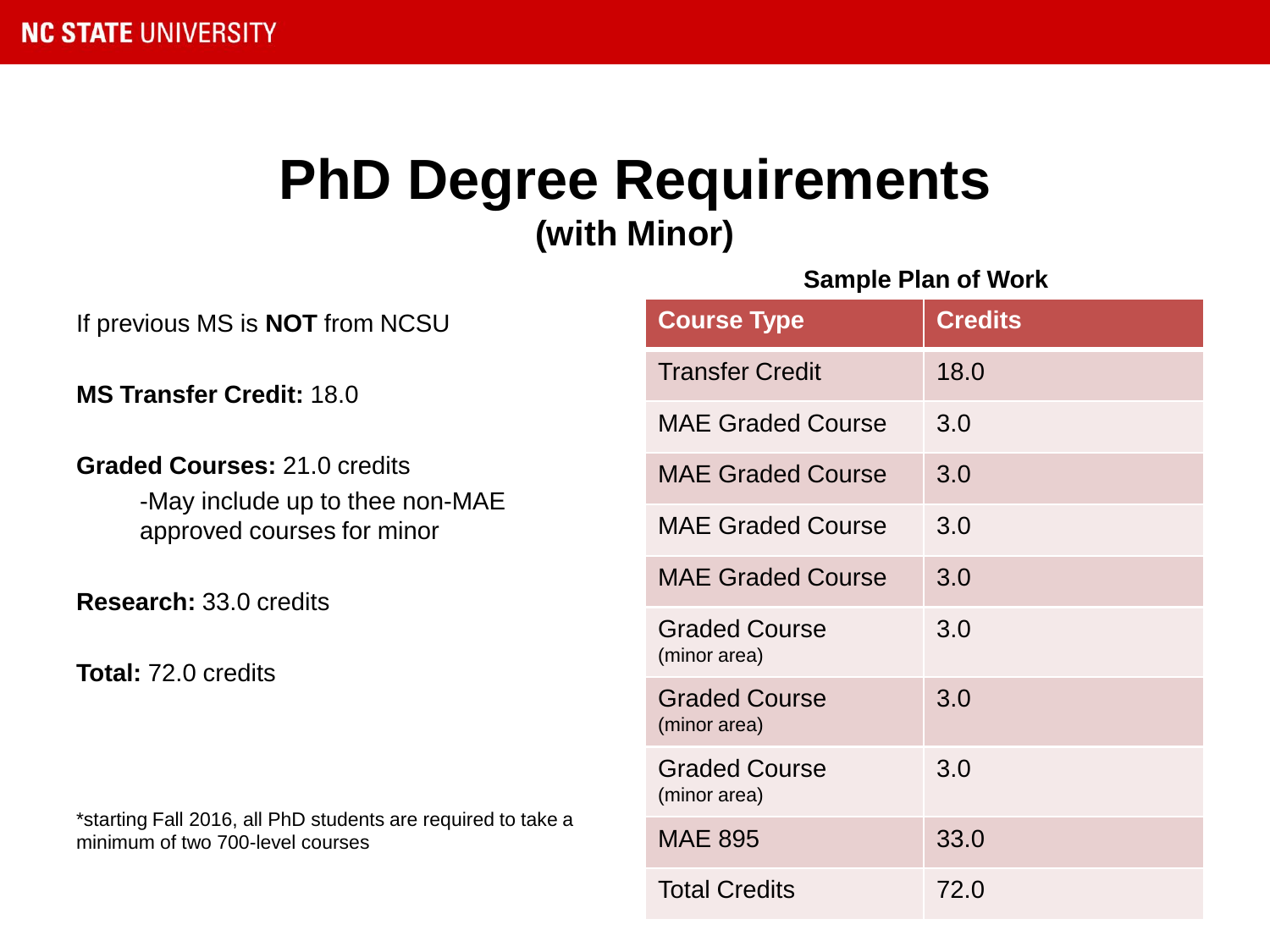# PhD Degree Requirements
## (with Minor)

If previous MS is **NOT** from NCSU

**MS Transfer Credit:** 18.0

**Graded Courses:** 21.0 credits

-May include up to thee non-MAE approved courses for minor

**Research:** 33.0 credits

**Total:** 72.0 credits

*starting Fall 2016, all PhD students are required to take a minimum of two 700-level courses

**Sample Plan of Work**

| Course Type | Credits |
|---|---|
| Transfer Credit | 18.0 |
| MAE Graded Course | 3.0 |
| MAE Graded Course | 3.0 |
| MAE Graded Course | 3.0 |
| MAE Graded Course | 3.0 |
| Graded Course (minor area) | 3.0 |
| Graded Course (minor area) | 3.0 |
| Graded Course (minor area) | 3.0 |
| MAE 895 | 33.0 |
| Total Credits | 72.0 |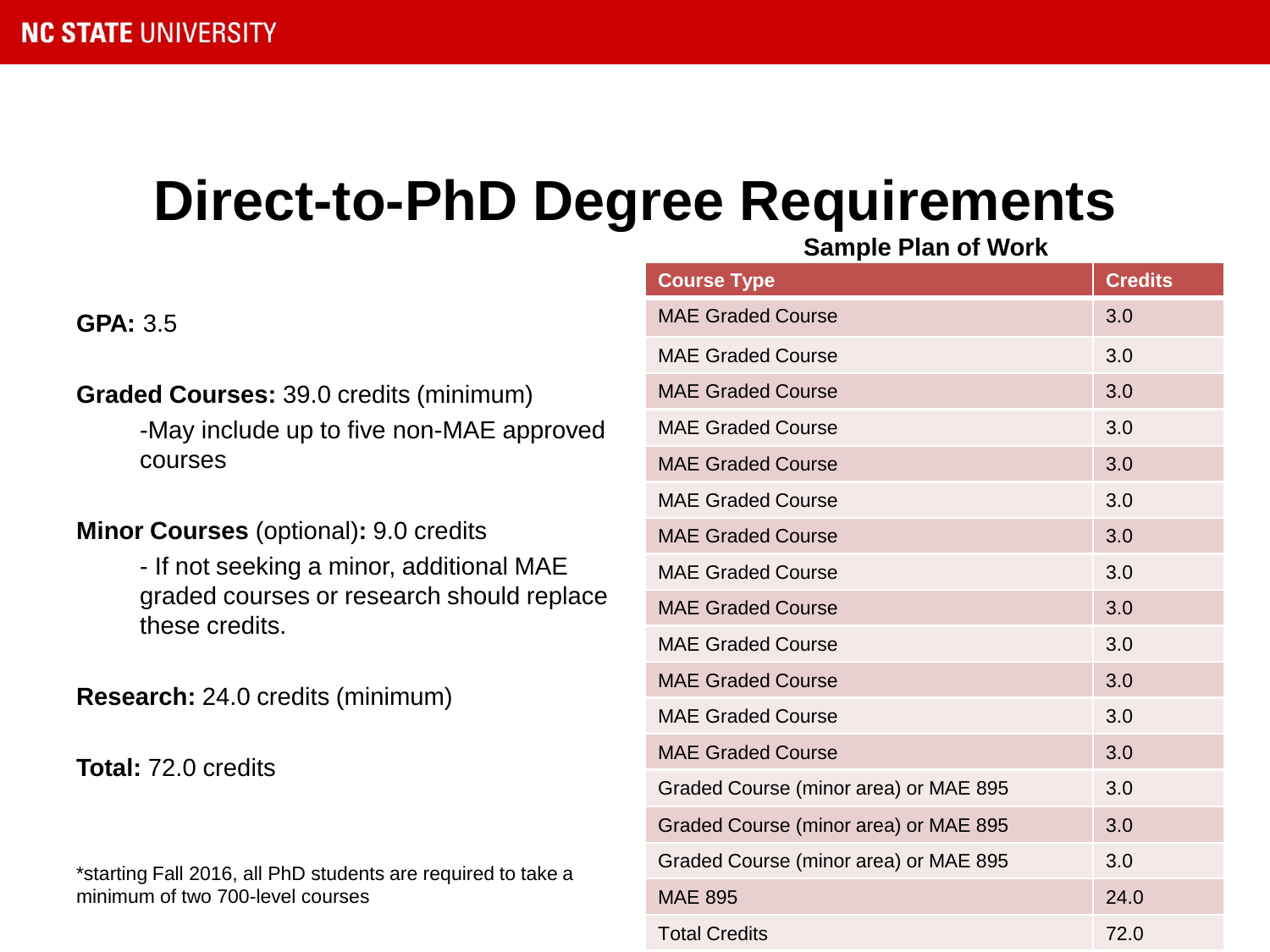# Direct-to-PhD Degree Requirements

**GPA:** 3.5

**Graded Courses:** 39.0 credits (minimum)

-May include up to five non-MAE approved courses

**Minor Courses** (optional)**:** 9.0 credits

- If not seeking a minor, additional MAE graded courses or research should replace these credits.

**Research:** 24.0 credits (minimum)

**Total:** 72.0 credits

*starting Fall 2016, all PhD students are required to take a minimum of two 700-level courses

**Sample Plan of Work**

| Course Type | Credits |
|---|---|
| MAE Graded Course | 3.0 |
| MAE Graded Course | 3.0 |
| MAE Graded Course | 3.0 |
| MAE Graded Course | 3.0 |
| MAE Graded Course | 3.0 |
| MAE Graded Course | 3.0 |
| MAE Graded Course | 3.0 |
| MAE Graded Course | 3.0 |
| MAE Graded Course | 3.0 |
| MAE Graded Course | 3.0 |
| MAE Graded Course | 3.0 |
| MAE Graded Course | 3.0 |
| MAE Graded Course | 3.0 |
| Graded Course (minor area) or MAE 895 | 3.0 |
| Graded Course (minor area) or MAE 895 | 3.0 |
| Graded Course (minor area) or MAE 895 | 3.0 |
| MAE 895 | 24.0 |
| Total Credits | 72.0 |